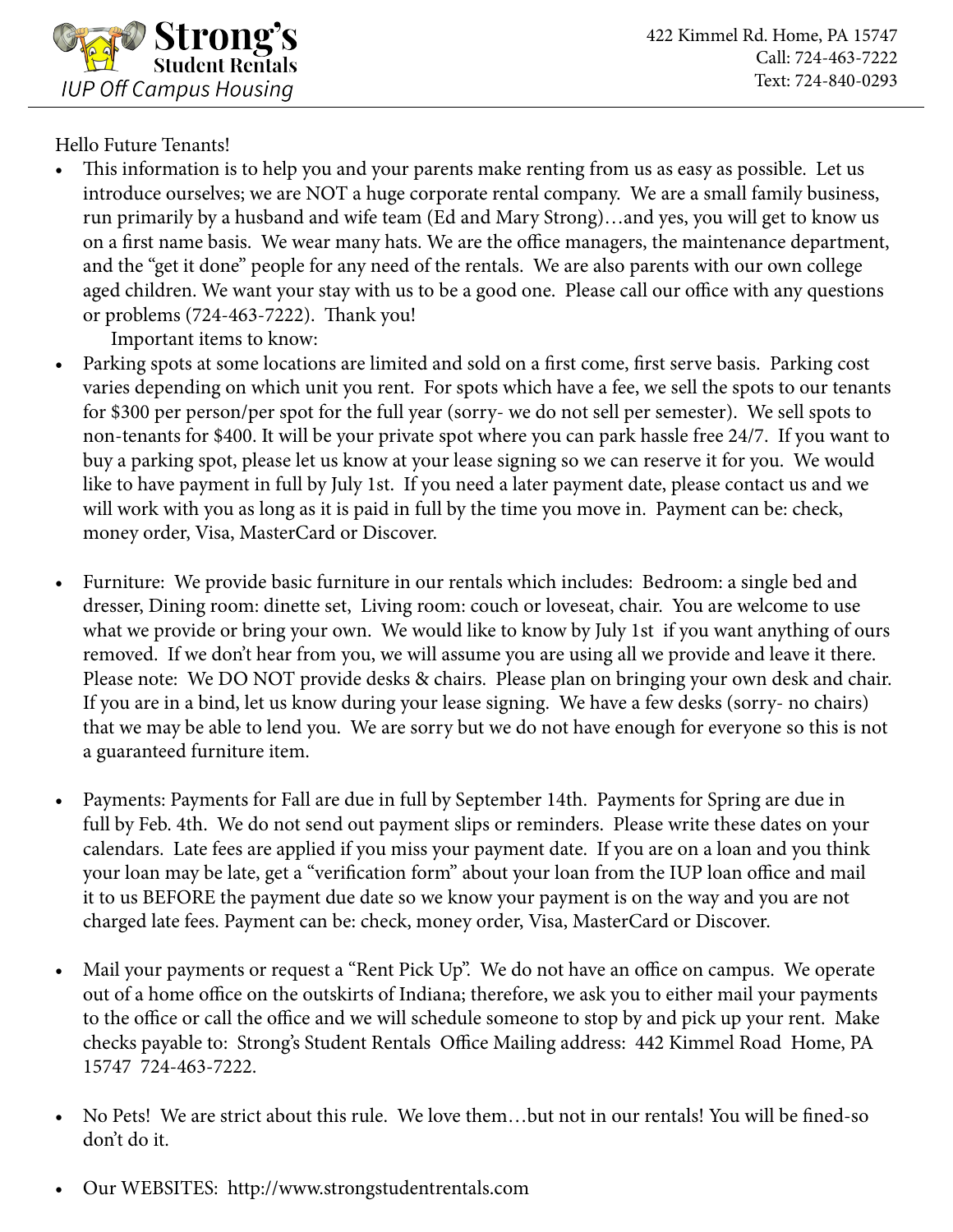# Strong's Student Rentals

*IUP Off Campus Housing*

422 Kimmel Rd. Home, PA 15747
Call: 724-463-7222
Text: 724-840-0293

Hello Future Tenants!

- This information is to help you and your parents make renting from us as easy as possible. Let us introduce ourselves; we are NOT a huge corporate rental company. We are a small family business, run primarily by a husband and wife team (Ed and Mary Strong)…and yes, you will get to know us on a first name basis. We wear many hats. We are the office managers, the maintenance department, and the "get it done" people for any need of the rentals. We are also parents with our own college aged children. We want your stay with us to be a good one. Please call our office with any questions or problems (724-463-7222). Thank you!

  Important items to know:

- Parking spots at some locations are limited and sold on a first come, first serve basis. Parking cost varies depending on which unit you rent. For spots which have a fee, we sell the spots to our tenants for $300 per person/per spot for the full year (sorry- we do not sell per semester). We sell spots to non-tenants for $400. It will be your private spot where you can park hassle free 24/7. If you want to buy a parking spot, please let us know at your lease signing so we can reserve it for you. We would like to have payment in full by July 1st. If you need a later payment date, please contact us and we will work with you as long as it is paid in full by the time you move in. Payment can be: check, money order, Visa, MasterCard or Discover.

- Furniture: We provide basic furniture in our rentals which includes: Bedroom: a single bed and dresser, Dining room: dinette set, Living room: couch or loveseat, chair. You are welcome to use what we provide or bring your own. We would like to know by July 1st if you want anything of ours removed. If we don't hear from you, we will assume you are using all we provide and leave it there. Please note: We DO NOT provide desks & chairs. Please plan on bringing your own desk and chair. If you are in a bind, let us know during your lease signing. We have a few desks (sorry- no chairs) that we may be able to lend you. We are sorry but we do not have enough for everyone so this is not a guaranteed furniture item.

- Payments: Payments for Fall are due in full by September 14th. Payments for Spring are due in full by Feb. 4th. We do not send out payment slips or reminders. Please write these dates on your calendars. Late fees are applied if you miss your payment date. If you are on a loan and you think your loan may be late, get a "verification form" about your loan from the IUP loan office and mail it to us BEFORE the payment due date so we know your payment is on the way and you are not charged late fees. Payment can be: check, money order, Visa, MasterCard or Discover.

- Mail your payments or request a "Rent Pick Up". We do not have an office on campus. We operate out of a home office on the outskirts of Indiana; therefore, we ask you to either mail your payments to the office or call the office and we will schedule someone to stop by and pick up your rent. Make checks payable to: Strong's Student Rentals Office Mailing address: 442 Kimmel Road Home, PA 15747 724-463-7222.

- No Pets! We are strict about this rule. We love them…but not in our rentals! You will be fined-so don't do it.

- Our WEBSITES: http://www.strongstudentrentals.com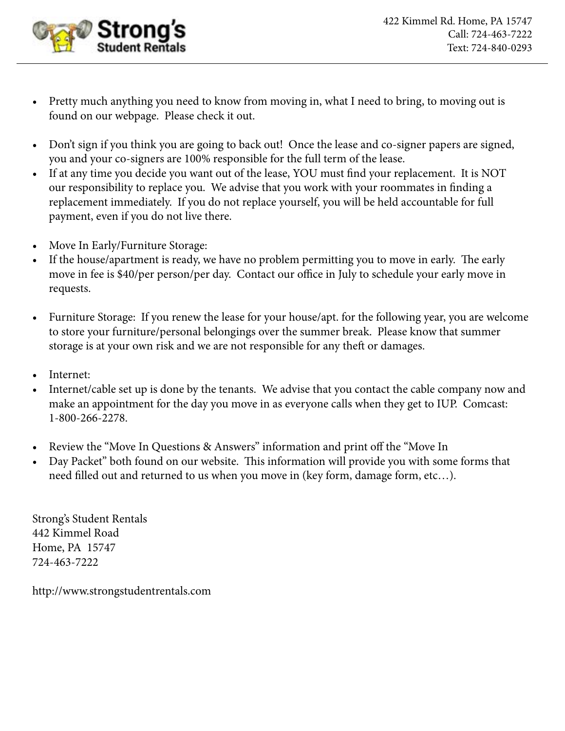- Pretty much anything you need to know from moving in, what I need to bring, to moving out is found on our webpage. Please check it out.

- Don't sign if you think you are going to back out! Once the lease and co-signer papers are signed, you and your co-signers are 100% responsible for the full term of the lease.
- If at any time you decide you want out of the lease, YOU must find your replacement. It is NOT our responsibility to replace you. We advise that you work with your roommates in finding a replacement immediately. If you do not replace yourself, you will be held accountable for full payment, even if you do not live there.

- Move In Early/Furniture Storage:
- If the house/apartment is ready, we have no problem permitting you to move in early. The early move in fee is $40/per person/per day. Contact our office in July to schedule your early move in requests.

- Furniture Storage: If you renew the lease for your house/apt. for the following year, you are welcome to store your furniture/personal belongings over the summer break. Please know that summer storage is at your own risk and we are not responsible for any theft or damages.

- Internet:
- Internet/cable set up is done by the tenants. We advise that you contact the cable company now and make an appointment for the day you move in as everyone calls when they get to IUP. Comcast: 1-800-266-2278.

- Review the "Move In Questions & Answers" information and print off the "Move In
- Day Packet" both found on our website. This information will provide you with some forms that need filled out and returned to us when you move in (key form, damage form, etc…).

Strong's Student Rentals
442 Kimmel Road
Home, PA 15747
724-463-7222

http://www.strongstudentrentals.com